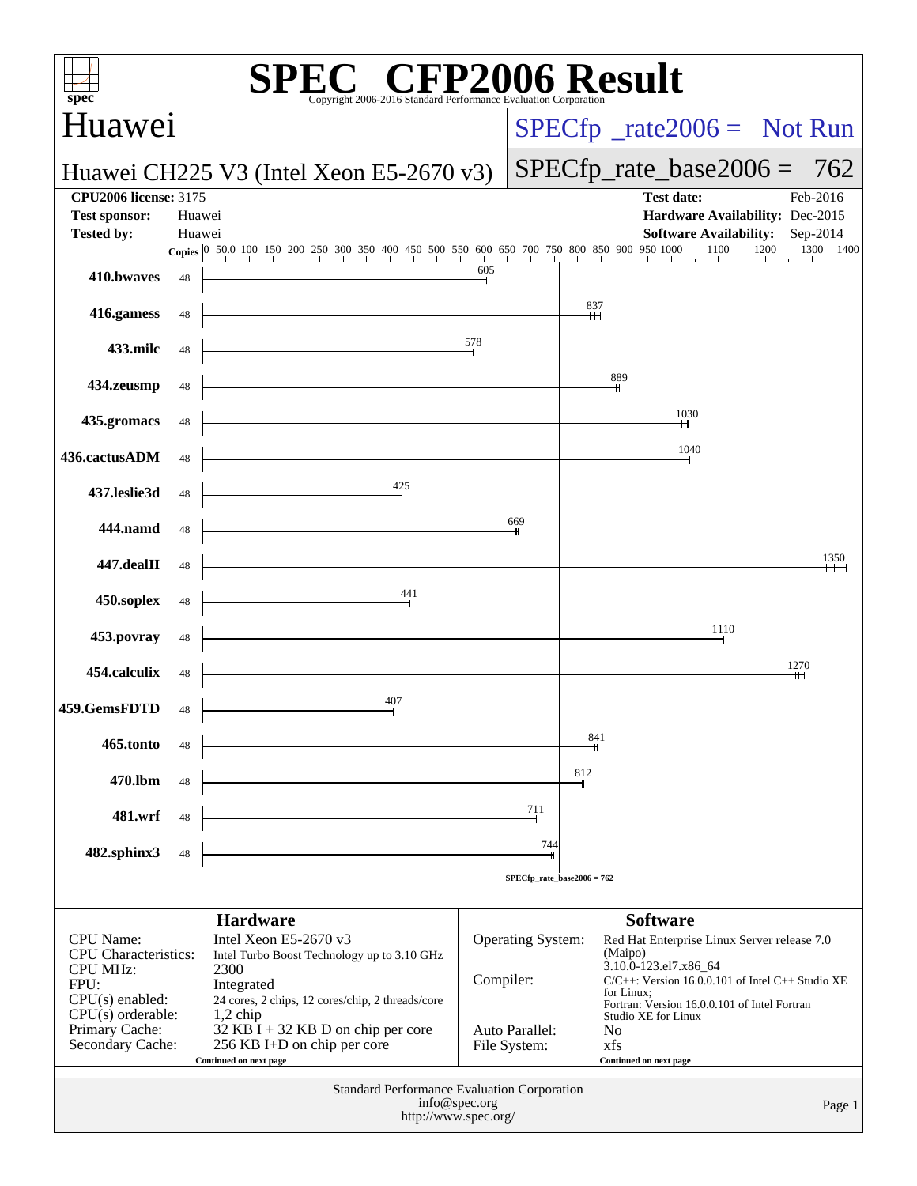# SPEC CFP2006 Result

Copyright 2006-2016 Standard Performance Evaluation Corporation

## Huawei

**Huawei CH225 V3 (Intel Xeon E5-2670 v3)**

SPECfp_rate2006 = Not Run

SPECfp_rate_base2006 = 762

| | | | |
|---|---|---|---|
| **CPU2006 license:** 3175 | | **Test date:** | Feb-2016 |
| **Test sponsor:** | Huawei | **Hardware Availability:** | Dec-2015 |
| **Tested by:** | Huawei | **Software Availability:** | Sep-2014 |

| Benchmark | Copies | Base Ratio |
|---|---|---|
| 410.bwaves | 48 | 605 |
| 416.gamess | 48 | 837 |
| 433.milc | 48 | 578 |
| 434.zeusmp | 48 | 889 |
| 435.gromacs | 48 | 1030 |
| 436.cactusADM | 48 | 1040 |
| 437.leslie3d | 48 | 425 |
| 444.namd | 48 | 669 |
| 447.dealII | 48 | 1350 |
| 450.soplex | 48 | 441 |
| 453.povray | 48 | 1110 |
| 454.calculix | 48 | 1270 |
| 459.GemsFDTD | 48 | 407 |
| 465.tonto | 48 | 841 |
| 470.lbm | 48 | 812 |
| 481.wrf | 48 | 711 |
| 482.sphinx3 | 48 | 744 |

SPECfp_rate_base2006 = 762

### Hardware

| | |
|---|---|
| CPU Name: | Intel Xeon E5-2670 v3 |
| CPU Characteristics: | Intel Turbo Boost Technology up to 3.10 GHz |
| CPU MHz: | 2300 |
| FPU: | Integrated |
| CPU(s) enabled: | 24 cores, 2 chips, 12 cores/chip, 2 threads/core |
| CPU(s) orderable: | 1,2 chip |
| Primary Cache: | 32 KB I + 32 KB D on chip per core |
| Secondary Cache: | 256 KB I+D on chip per core |

Continued on next page

### Software

| | |
|---|---|
| Operating System: | Red Hat Enterprise Linux Server release 7.0 (Maipo) 3.10.0-123.el7.x86_64 |
| Compiler: | C/C++: Version 16.0.0.101 of Intel C++ Studio XE for Linux; Fortran: Version 16.0.0.101 of Intel Fortran Studio XE for Linux |
| Auto Parallel: | No |
| File System: | xfs |

Continued on next page

Standard Performance Evaluation Corporation
info@spec.org
http://www.spec.org/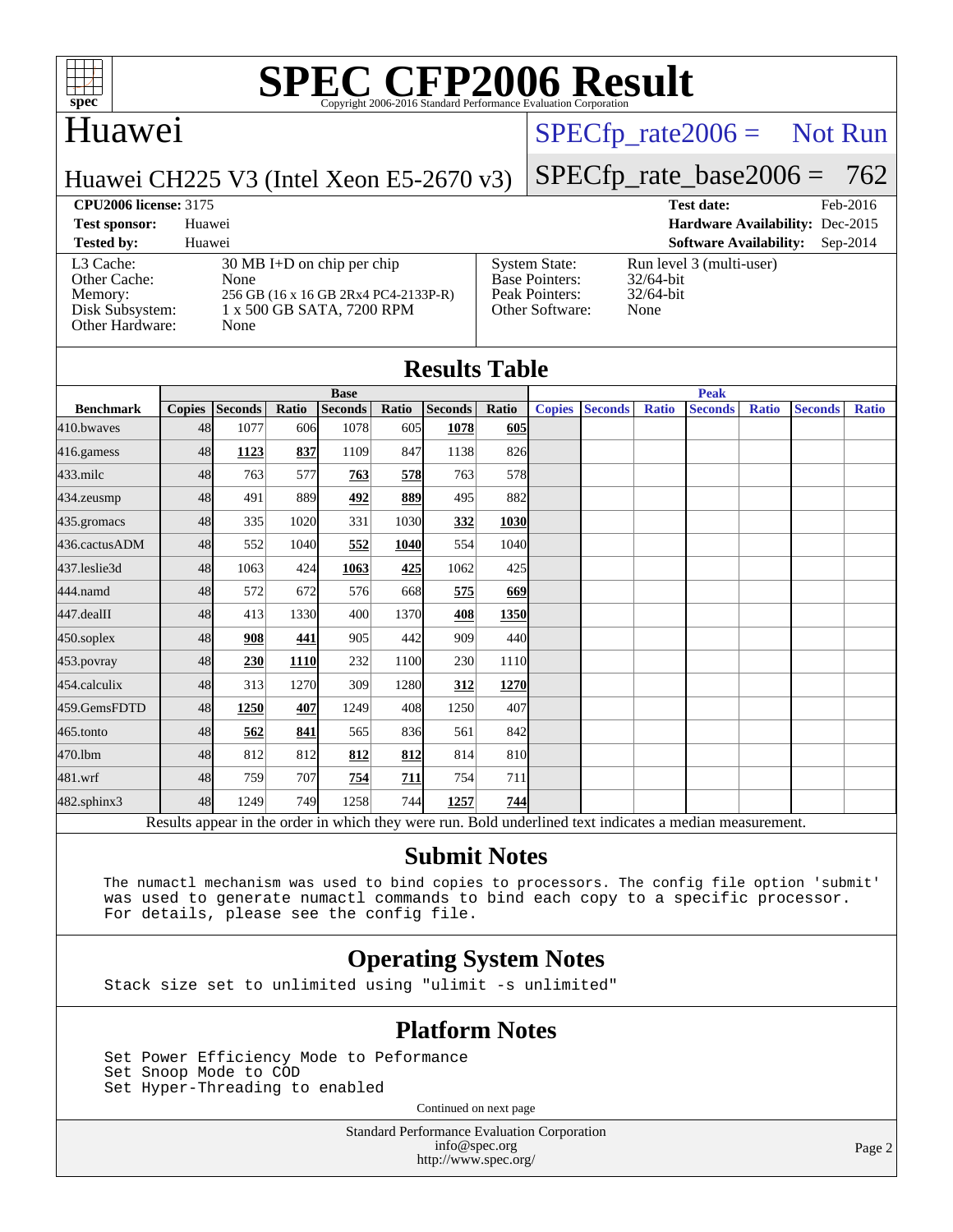# SPEC CFP2006 Result

Copyright 2006-2016 Standard Performance Evaluation Corporation

## Huawei

Huawei CH225 V3 (Intel Xeon E5-2670 v3)

SPECfp_rate2006 = Not Run

SPECfp_rate_base2006 = 762

**CPU2006 license:** 3175

**Test sponsor:** Huawei

**Tested by:** Huawei

**Test date:** Feb-2016

**Hardware Availability:** Dec-2015

**Software Availability:** Sep-2014

| | | | |
|---|---|---|---|
| L3 Cache: | 30 MB I+D on chip per chip | System State: | Run level 3 (multi-user) |
| Other Cache: | None | Base Pointers: | 32/64-bit |
| Memory: | 256 GB (16 x 16 GB 2Rx4 PC4-2133P-R) | Peak Pointers: | 32/64-bit |
| Disk Subsystem: | 1 x 500 GB SATA, 7200 RPM | Other Software: | None |
| Other Hardware: | None | | |

## Results Table

| | Base | | | | | | | Peak | | | | | | |
|---|---|---|---|---|---|---|---|---|---|---|---|---|---|---|
| **Benchmark** | **Copies** | **Seconds** | **Ratio** | **Seconds** | **Ratio** | **Seconds** | **Ratio** | **Copies** | **Seconds** | **Ratio** | **Seconds** | **Ratio** | **Seconds** | **Ratio** |
| 410.bwaves | 48 | 1077 | 606 | 1078 | 605 | **1078** | **605** | | | | | | | |
| 416.gamess | 48 | **1123** | **837** | 1109 | 847 | 1138 | 826 | | | | | | | |
| 433.milc | 48 | 763 | 577 | **763** | **578** | 763 | 578 | | | | | | | |
| 434.zeusmp | 48 | 491 | 889 | **492** | **889** | 495 | 882 | | | | | | | |
| 435.gromacs | 48 | 335 | 1020 | 331 | 1030 | **332** | **1030** | | | | | | | |
| 436.cactusADM | 48 | 552 | 1040 | **552** | **1040** | 554 | 1040 | | | | | | | |
| 437.leslie3d | 48 | 1063 | 424 | **1063** | **425** | 1062 | 425 | | | | | | | |
| 444.namd | 48 | 572 | 672 | 576 | 668 | **575** | **669** | | | | | | | |
| 447.dealII | 48 | 413 | 1330 | 400 | 1370 | **408** | **1350** | | | | | | | |
| 450.soplex | 48 | **908** | **441** | 905 | 442 | 909 | 440 | | | | | | | |
| 453.povray | 48 | **230** | **1110** | 232 | 1100 | 230 | 1110 | | | | | | | |
| 454.calculix | 48 | 313 | 1270 | 309 | 1280 | **312** | **1270** | | | | | | | |
| 459.GemsFDTD | 48 | **1250** | **407** | 1249 | 408 | 1250 | 407 | | | | | | | |
| 465.tonto | 48 | **562** | **841** | 565 | 836 | 561 | 842 | | | | | | | |
| 470.lbm | 48 | 812 | 812 | **812** | **812** | 814 | 810 | | | | | | | |
| 481.wrf | 48 | 759 | 707 | **754** | **711** | 754 | 711 | | | | | | | |
| 482.sphinx3 | 48 | 1249 | 749 | 1258 | 744 | **1257** | **744** | | | | | | | |

Results appear in the order in which they were run. Bold underlined text indicates a median measurement.

## Submit Notes

```
The numactl mechanism was used to bind copies to processors. The config file option 'submit'
was used to generate numactl commands to bind each copy to a specific processor.
For details, please see the config file.
```

## Operating System Notes

```
Stack size set to unlimited using "ulimit -s unlimited"
```

## Platform Notes

```
Set Power Efficiency Mode to Peformance
Set Snoop Mode to COD
Set Hyper-Threading to enabled
```

Continued on next page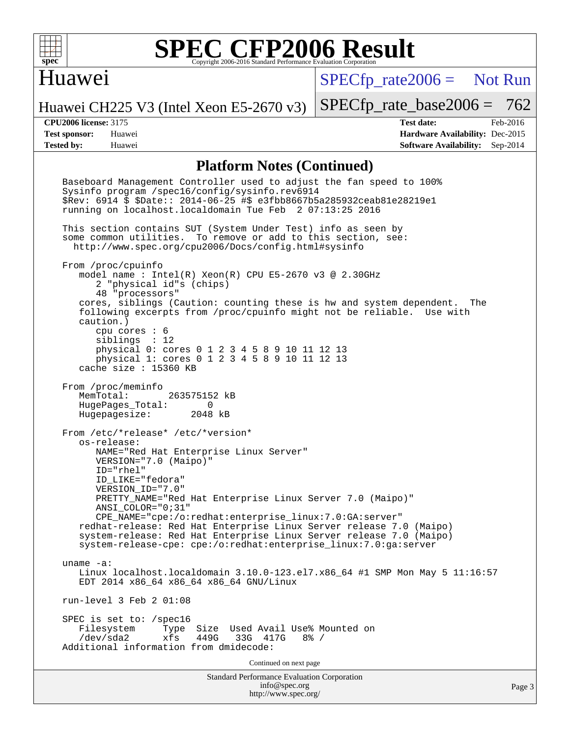# SPEC CFP2006 Result

Copyright 2006-2016 Standard Performance Evaluation Corporation

## Huawei

Huawei CH225 V3 (Intel Xeon E5-2670 v3)

SPECfp_rate2006 = Not Run

SPECfp_rate_base2006 = 762

**CPU2006 license:** 3175
**Test sponsor:** Huawei
**Tested by:** Huawei

**Test date:** Feb-2016
**Hardware Availability:** Dec-2015
**Software Availability:** Sep-2014

### Platform Notes (Continued)

```
Baseboard Management Controller used to adjust the fan speed to 100%
Sysinfo program /spec16/config/sysinfo.rev6914
$Rev: 6914 $ $Date:: 2014-06-25 #$ e3fbb8667b5a285932ceab81e28219e1
running on localhost.localdomain Tue Feb  2 07:13:25 2016

This section contains SUT (System Under Test) info as seen by
some common utilities.  To remove or add to this section, see:
  http://www.spec.org/cpu2006/Docs/config.html#sysinfo

From /proc/cpuinfo
   model name : Intel(R) Xeon(R) CPU E5-2670 v3 @ 2.30GHz
      2 "physical id"s (chips)
      48 "processors"
   cores, siblings (Caution: counting these is hw and system dependent.  The
   following excerpts from /proc/cpuinfo might not be reliable.  Use with
   caution.)
      cpu cores : 6
      siblings  : 12
      physical 0: cores 0 1 2 3 4 5 8 9 10 11 12 13
      physical 1: cores 0 1 2 3 4 5 8 9 10 11 12 13
   cache size : 15360 KB

From /proc/meminfo
   MemTotal:       263575152 kB
   HugePages_Total:       0
   Hugepagesize:       2048 kB

From /etc/*release* /etc/*version*
   os-release:
      NAME="Red Hat Enterprise Linux Server"
      VERSION="7.0 (Maipo)"
      ID="rhel"
      ID_LIKE="fedora"
      VERSION_ID="7.0"
      PRETTY_NAME="Red Hat Enterprise Linux Server 7.0 (Maipo)"
      ANSI_COLOR="0;31"
      CPE_NAME="cpe:/o:redhat:enterprise_linux:7.0:GA:server"
   redhat-release: Red Hat Enterprise Linux Server release 7.0 (Maipo)
   system-release: Red Hat Enterprise Linux Server release 7.0 (Maipo)
   system-release-cpe: cpe:/o:redhat:enterprise_linux:7.0:ga:server

uname -a:
   Linux localhost.localdomain 3.10.0-123.el7.x86_64 #1 SMP Mon May 5 11:16:57
   EDT 2014 x86_64 x86_64 x86_64 GNU/Linux

run-level 3 Feb 2 01:08

SPEC is set to: /spec16
   Filesystem     Type  Size  Used Avail Use% Mounted on
   /dev/sda2      xfs   449G   33G  417G   8% /
Additional information from dmidecode:
```

Continued on next page

Standard Performance Evaluation Corporation
info@spec.org
http://www.spec.org/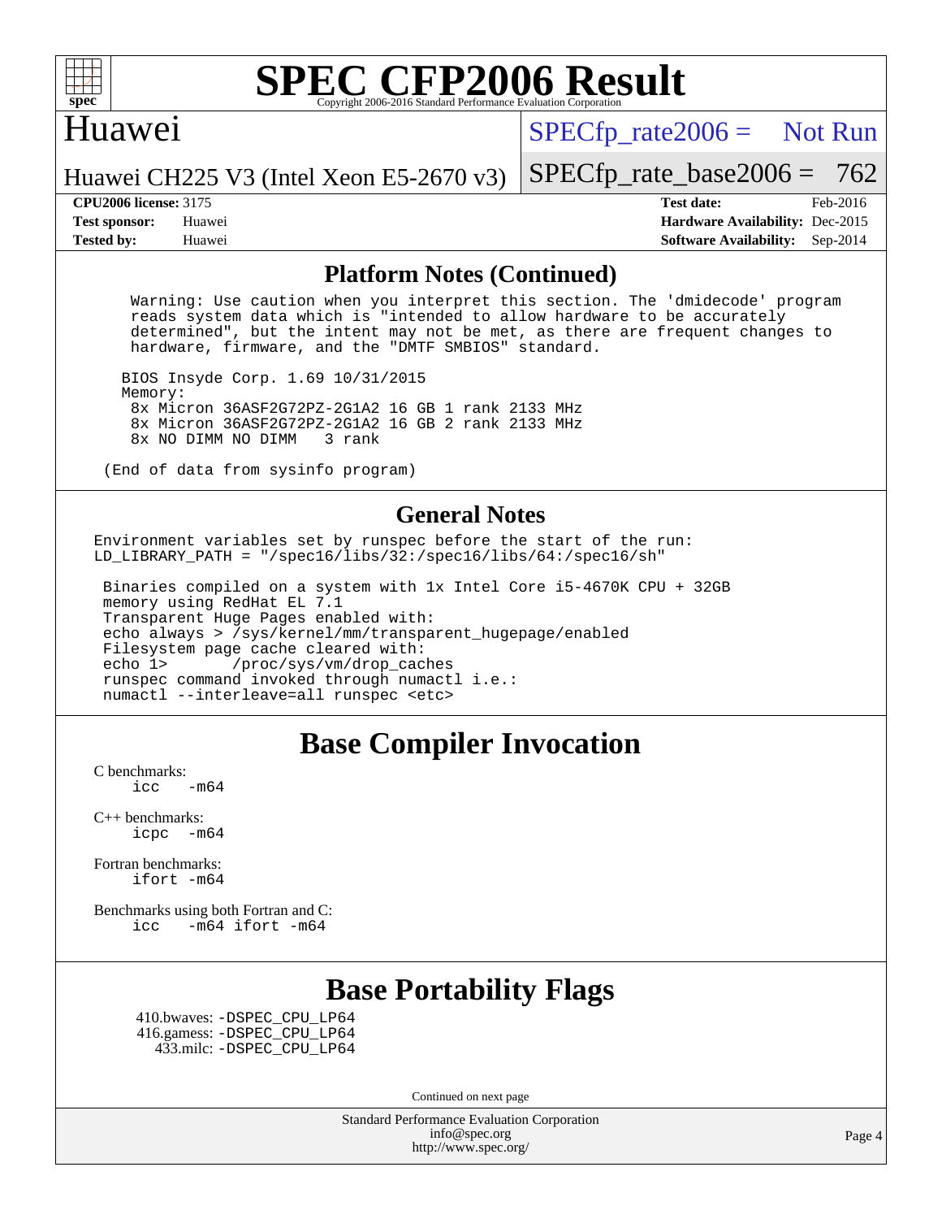# SPEC CFP2006 Result

Copyright 2006-2016 Standard Performance Evaluation Corporation

## Huawei

Huawei CH225 V3 (Intel Xeon E5-2670 v3)

SPECfp_rate2006 = Not Run

SPECfp_rate_base2006 = 762

**CPU2006 license:** 3175
**Test sponsor:** Huawei
**Tested by:** Huawei

**Test date:** Feb-2016
**Hardware Availability:** Dec-2015
**Software Availability:** Sep-2014

## Platform Notes (Continued)

```
Warning: Use caution when you interpret this section. The 'dmidecode' program
reads system data which is "intended to allow hardware to be accurately
determined", but the intent may not be met, as there are frequent changes to
hardware, firmware, and the "DMTF SMBIOS" standard.

BIOS Insyde Corp. 1.69 10/31/2015
Memory:
 8x Micron 36ASF2G72PZ-2G1A2 16 GB 1 rank 2133 MHz
 8x Micron 36ASF2G72PZ-2G1A2 16 GB 2 rank 2133 MHz
 8x NO DIMM NO DIMM   3 rank

(End of data from sysinfo program)
```

## General Notes

```
Environment variables set by runspec before the start of the run:
LD_LIBRARY_PATH = "/spec16/libs/32:/spec16/libs/64:/spec16/sh"

 Binaries compiled on a system with 1x Intel Core i5-4670K CPU + 32GB
 memory using RedHat EL 7.1
 Transparent Huge Pages enabled with:
 echo always > /sys/kernel/mm/transparent_hugepage/enabled
 Filesystem page cache cleared with:
 echo 1>       /proc/sys/vm/drop_caches
 runspec command invoked through numactl i.e.:
 numactl --interleave=all runspec <etc>
```

## Base Compiler Invocation

C benchmarks:
    icc -m64

C++ benchmarks:
    icpc -m64

Fortran benchmarks:
    ifort -m64

Benchmarks using both Fortran and C:
    icc -m64 ifort -m64

## Base Portability Flags

410.bwaves: -DSPEC_CPU_LP64
416.gamess: -DSPEC_CPU_LP64
433.milc: -DSPEC_CPU_LP64

Continued on next page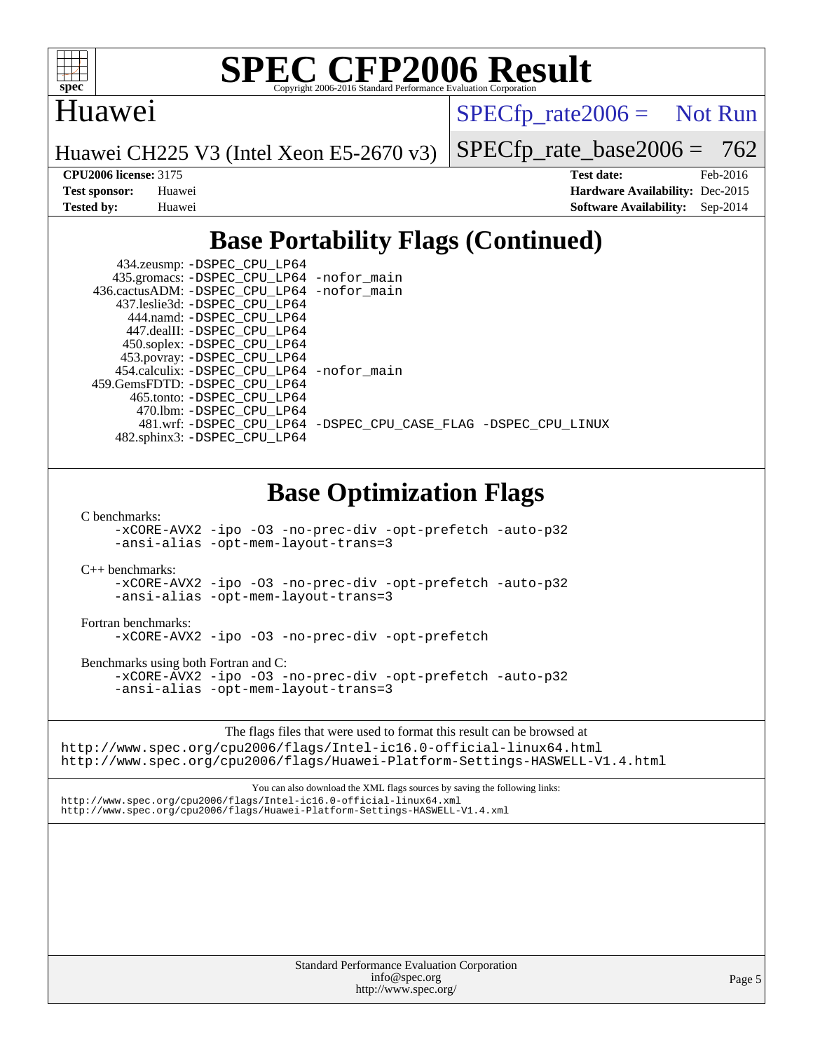# SPEC CFP2006 Result

Copyright 2006-2016 Standard Performance Evaluation Corporation

## Huawei

Huawei CH225 V3 (Intel Xeon E5-2670 v3)

SPECfp_rate2006 = Not Run

SPECfp_rate_base2006 = 762

| | | | |
|---|---|---|---|
| **CPU2006 license:** | 3175 | **Test date:** | Feb-2016 |
| **Test sponsor:** | Huawei | **Hardware Availability:** | Dec-2015 |
| **Tested by:** | Huawei | **Software Availability:** | Sep-2014 |

## Base Portability Flags (Continued)

434.zeusmp: -DSPEC_CPU_LP64
435.gromacs: -DSPEC_CPU_LP64 -nofor_main
436.cactusADM: -DSPEC_CPU_LP64 -nofor_main
437.leslie3d: -DSPEC_CPU_LP64
444.namd: -DSPEC_CPU_LP64
447.dealII: -DSPEC_CPU_LP64
450.soplex: -DSPEC_CPU_LP64
453.povray: -DSPEC_CPU_LP64
454.calculix: -DSPEC_CPU_LP64 -nofor_main
459.GemsFDTD: -DSPEC_CPU_LP64
465.tonto: -DSPEC_CPU_LP64
470.lbm: -DSPEC_CPU_LP64
481.wrf: -DSPEC_CPU_LP64 -DSPEC_CPU_CASE_FLAG -DSPEC_CPU_LINUX
482.sphinx3: -DSPEC_CPU_LP64

## Base Optimization Flags

C benchmarks:
-xCORE-AVX2 -ipo -O3 -no-prec-div -opt-prefetch -auto-p32
-ansi-alias -opt-mem-layout-trans=3

C++ benchmarks:
-xCORE-AVX2 -ipo -O3 -no-prec-div -opt-prefetch -auto-p32
-ansi-alias -opt-mem-layout-trans=3

Fortran benchmarks:
-xCORE-AVX2 -ipo -O3 -no-prec-div -opt-prefetch

Benchmarks using both Fortran and C:
-xCORE-AVX2 -ipo -O3 -no-prec-div -opt-prefetch -auto-p32
-ansi-alias -opt-mem-layout-trans=3

The flags files that were used to format this result can be browsed at
http://www.spec.org/cpu2006/flags/Intel-ic16.0-official-linux64.html
http://www.spec.org/cpu2006/flags/Huawei-Platform-Settings-HASWELL-V1.4.html

You can also download the XML flags sources by saving the following links:
http://www.spec.org/cpu2006/flags/Intel-ic16.0-official-linux64.xml
http://www.spec.org/cpu2006/flags/Huawei-Platform-Settings-HASWELL-V1.4.xml

Standard Performance Evaluation Corporation
info@spec.org
http://www.spec.org/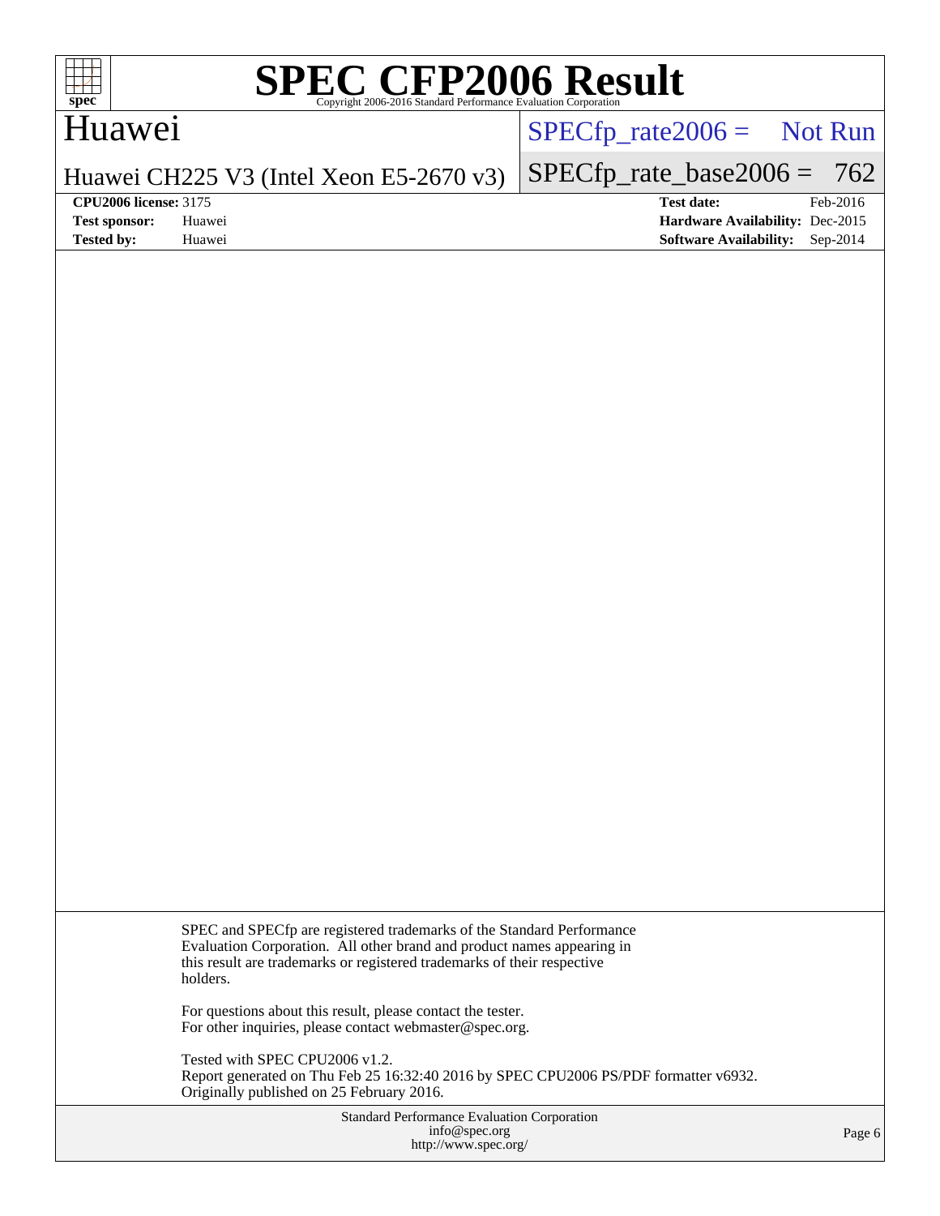SPEC and SPECfp are registered trademarks of the Standard Performance Evaluation Corporation. All other brand and product names appearing in this result are trademarks or registered trademarks of their respective holders.

For questions about this result, please contact the tester.
For other inquiries, please contact webmaster@spec.org.

Tested with SPEC CPU2006 v1.2.
Report generated on Thu Feb 25 16:32:40 2016 by SPEC CPU2006 PS/PDF formatter v6932.
Originally published on 25 February 2016.